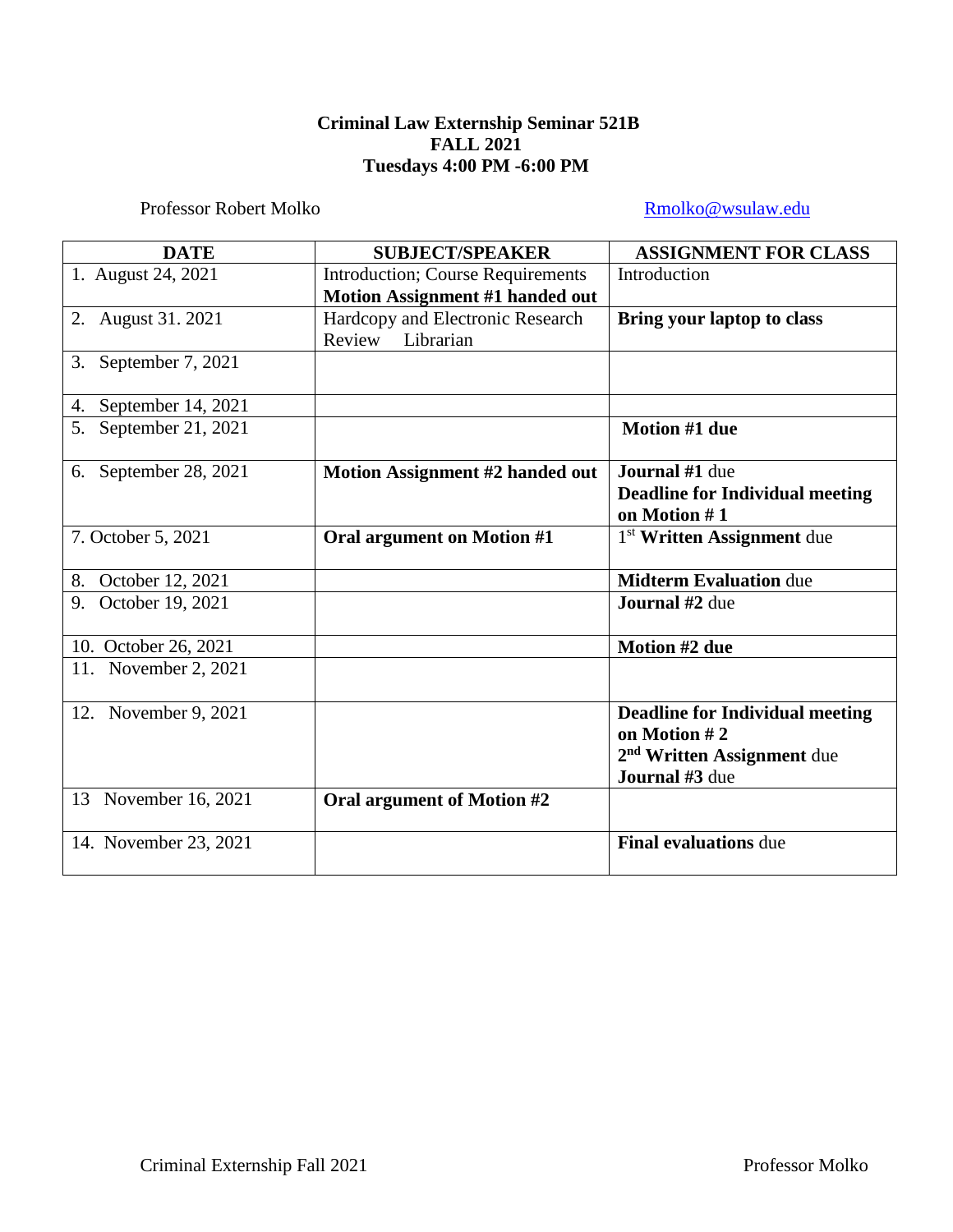**Criminal Law Externship Seminar 521B**
**FALL 2021**
**Tuesdays 4:00 PM -6:00 PM**

Professor Robert Molko  Rmolko@wsulaw.edu

| DATE | SUBJECT/SPEAKER | ASSIGNMENT FOR CLASS |
|---|---|---|
| 1. August 24, 2021 | Introduction; Course Requirements **Motion Assignment #1 handed out** | Introduction |
| 2. August 31. 2021 | Hardcopy and Electronic Research Review Librarian | **Bring your laptop to class** |
| 3. September 7, 2021 | | |
| 4. September 14, 2021 | | |
| 5. September 21, 2021 | | **Motion #1 due** |
| 6. September 28, 2021 | **Motion Assignment #2 handed out** | **Journal #1** due **Deadline for Individual meeting on Motion # 1** |
| 7. October 5, 2021 | **Oral argument on Motion #1** | 1st **Written Assignment** due |
| 8. October 12, 2021 | | **Midterm Evaluation** due |
| 9. October 19, 2021 | | **Journal #2** due |
| 10. October 26, 2021 | | **Motion #2 due** |
| 11. November 2, 2021 | | |
| 12. November 9, 2021 | | **Deadline for Individual meeting on Motion # 2** **2nd Written Assignment** due **Journal #3** due |
| 13 November 16, 2021 | **Oral argument of Motion #2** | |
| 14. November 23, 2021 | | **Final evaluations** due |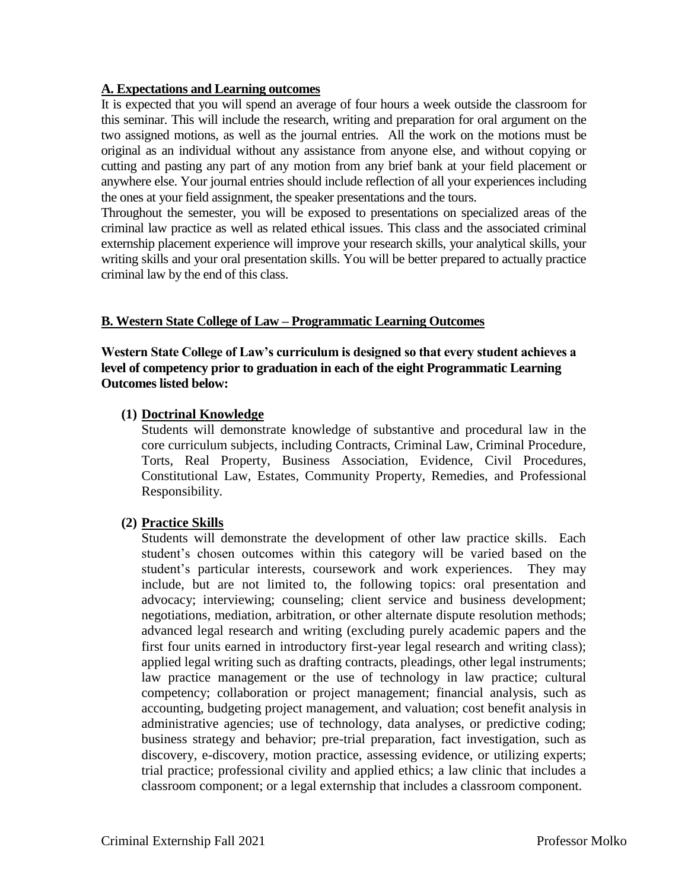**A. Expectations and Learning outcomes**

It is expected that you will spend an average of four hours a week outside the classroom for this seminar. This will include the research, writing and preparation for oral argument on the two assigned motions, as well as the journal entries. All the work on the motions must be original as an individual without any assistance from anyone else, and without copying or cutting and pasting any part of any motion from any brief bank at your field placement or anywhere else. Your journal entries should include reflection of all your experiences including the ones at your field assignment, the speaker presentations and the tours.

Throughout the semester, you will be exposed to presentations on specialized areas of the criminal law practice as well as related ethical issues. This class and the associated criminal externship placement experience will improve your research skills, your analytical skills, your writing skills and your oral presentation skills. You will be better prepared to actually practice criminal law by the end of this class.

**B. Western State College of Law – Programmatic Learning Outcomes**

**Western State College of Law's curriculum is designed so that every student achieves a level of competency prior to graduation in each of the eight Programmatic Learning Outcomes listed below:**

**(1) Doctrinal Knowledge**

Students will demonstrate knowledge of substantive and procedural law in the core curriculum subjects, including Contracts, Criminal Law, Criminal Procedure, Torts, Real Property, Business Association, Evidence, Civil Procedures, Constitutional Law, Estates, Community Property, Remedies, and Professional Responsibility.

**(2) Practice Skills**

Students will demonstrate the development of other law practice skills. Each student's chosen outcomes within this category will be varied based on the student's particular interests, coursework and work experiences. They may include, but are not limited to, the following topics: oral presentation and advocacy; interviewing; counseling; client service and business development; negotiations, mediation, arbitration, or other alternate dispute resolution methods; advanced legal research and writing (excluding purely academic papers and the first four units earned in introductory first-year legal research and writing class); applied legal writing such as drafting contracts, pleadings, other legal instruments; law practice management or the use of technology in law practice; cultural competency; collaboration or project management; financial analysis, such as accounting, budgeting project management, and valuation; cost benefit analysis in administrative agencies; use of technology, data analyses, or predictive coding; business strategy and behavior; pre-trial preparation, fact investigation, such as discovery, e-discovery, motion practice, assessing evidence, or utilizing experts; trial practice; professional civility and applied ethics; a law clinic that includes a classroom component; or a legal externship that includes a classroom component.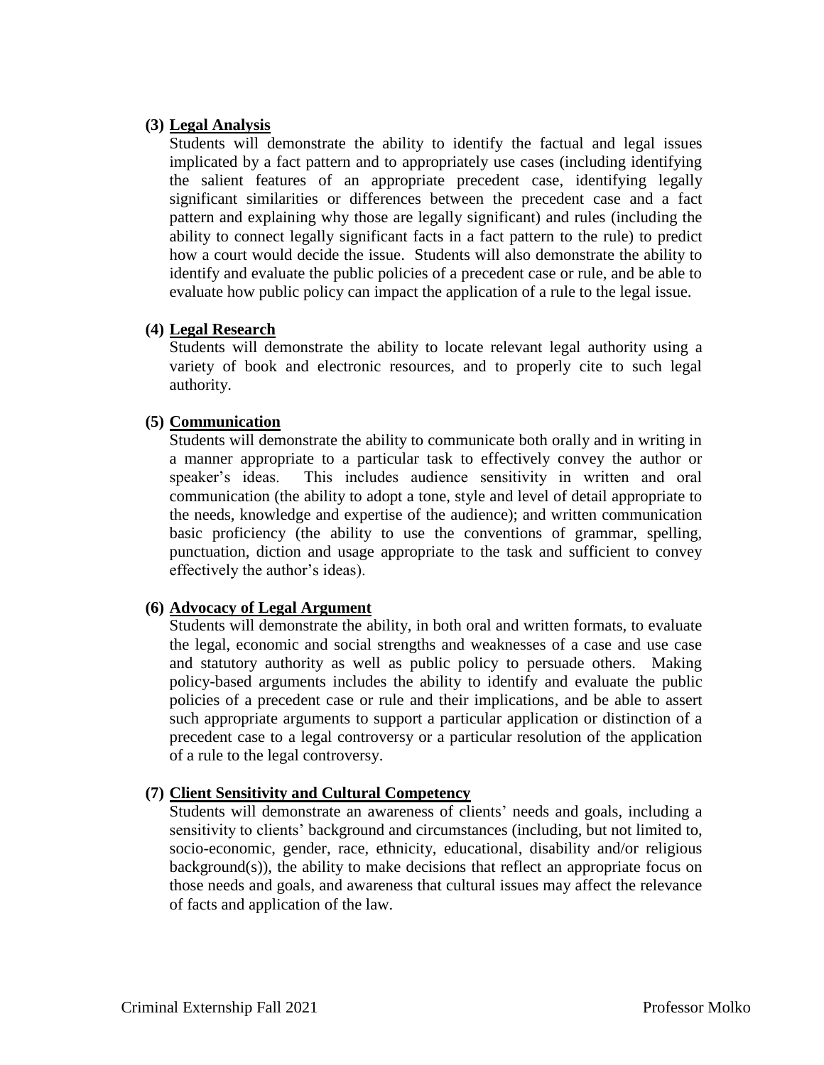**(3) Legal Analysis**

Students will demonstrate the ability to identify the factual and legal issues implicated by a fact pattern and to appropriately use cases (including identifying the salient features of an appropriate precedent case, identifying legally significant similarities or differences between the precedent case and a fact pattern and explaining why those are legally significant) and rules (including the ability to connect legally significant facts in a fact pattern to the rule) to predict how a court would decide the issue. Students will also demonstrate the ability to identify and evaluate the public policies of a precedent case or rule, and be able to evaluate how public policy can impact the application of a rule to the legal issue.

**(4) Legal Research**

Students will demonstrate the ability to locate relevant legal authority using a variety of book and electronic resources, and to properly cite to such legal authority.

**(5) Communication**

Students will demonstrate the ability to communicate both orally and in writing in a manner appropriate to a particular task to effectively convey the author or speaker's ideas. This includes audience sensitivity in written and oral communication (the ability to adopt a tone, style and level of detail appropriate to the needs, knowledge and expertise of the audience); and written communication basic proficiency (the ability to use the conventions of grammar, spelling, punctuation, diction and usage appropriate to the task and sufficient to convey effectively the author's ideas).

**(6) Advocacy of Legal Argument**

Students will demonstrate the ability, in both oral and written formats, to evaluate the legal, economic and social strengths and weaknesses of a case and use case and statutory authority as well as public policy to persuade others. Making policy-based arguments includes the ability to identify and evaluate the public policies of a precedent case or rule and their implications, and be able to assert such appropriate arguments to support a particular application or distinction of a precedent case to a legal controversy or a particular resolution of the application of a rule to the legal controversy.

**(7) Client Sensitivity and Cultural Competency**

Students will demonstrate an awareness of clients' needs and goals, including a sensitivity to clients' background and circumstances (including, but not limited to, socio-economic, gender, race, ethnicity, educational, disability and/or religious background(s)), the ability to make decisions that reflect an appropriate focus on those needs and goals, and awareness that cultural issues may affect the relevance of facts and application of the law.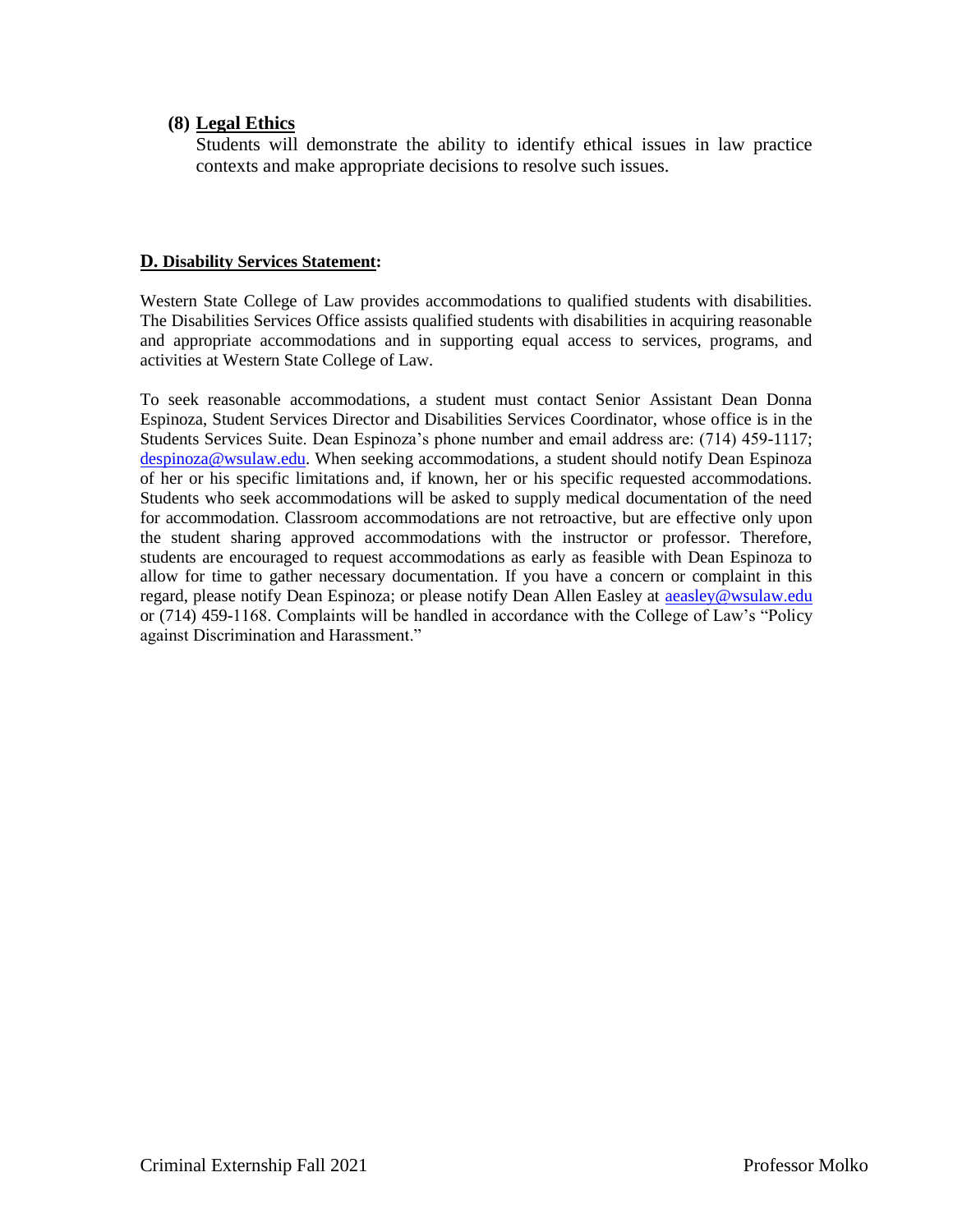**(8) Legal Ethics**

Students will demonstrate the ability to identify ethical issues in law practice contexts and make appropriate decisions to resolve such issues.

**D. Disability Services Statement:**

Western State College of Law provides accommodations to qualified students with disabilities. The Disabilities Services Office assists qualified students with disabilities in acquiring reasonable and appropriate accommodations and in supporting equal access to services, programs, and activities at Western State College of Law.

To seek reasonable accommodations, a student must contact Senior Assistant Dean Donna Espinoza, Student Services Director and Disabilities Services Coordinator, whose office is in the Students Services Suite. Dean Espinoza's phone number and email address are: (714) 459-1117; despinoza@wsulaw.edu. When seeking accommodations, a student should notify Dean Espinoza of her or his specific limitations and, if known, her or his specific requested accommodations. Students who seek accommodations will be asked to supply medical documentation of the need for accommodation. Classroom accommodations are not retroactive, but are effective only upon the student sharing approved accommodations with the instructor or professor. Therefore, students are encouraged to request accommodations as early as feasible with Dean Espinoza to allow for time to gather necessary documentation. If you have a concern or complaint in this regard, please notify Dean Espinoza; or please notify Dean Allen Easley at aeasley@wsulaw.edu or (714) 459-1168. Complaints will be handled in accordance with the College of Law's "Policy against Discrimination and Harassment."